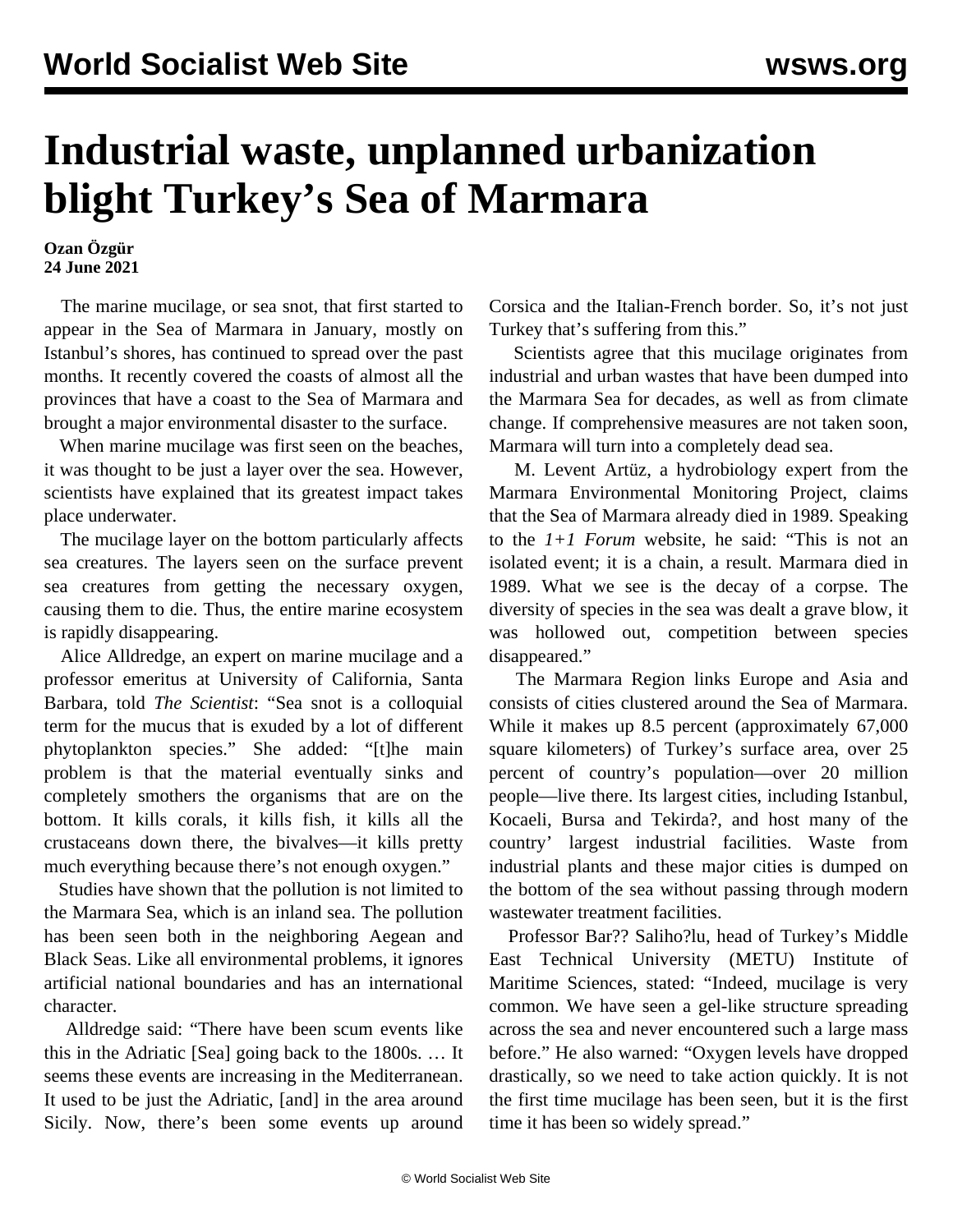# Industrial waste, unplanned urbanization blight Turkey’s Sea of Marmara

**Ozan Özgür**
**24 June 2021**

The marine mucilage, or sea snot, that first started to appear in the Sea of Marmara in January, mostly on Istanbul’s shores, has continued to spread over the past months. It recently covered the coasts of almost all the provinces that have a coast to the Sea of Marmara and brought a major environmental disaster to the surface.

When marine mucilage was first seen on the beaches, it was thought to be just a layer over the sea. However, scientists have explained that its greatest impact takes place underwater.

The mucilage layer on the bottom particularly affects sea creatures. The layers seen on the surface prevent sea creatures from getting the necessary oxygen, causing them to die. Thus, the entire marine ecosystem is rapidly disappearing.

Alice Alldredge, an expert on marine mucilage and a professor emeritus at University of California, Santa Barbara, told *The Scientist*: “Sea snot is a colloquial term for the mucus that is exuded by a lot of different phytoplankton species.” She added: “[t]he main problem is that the material eventually sinks and completely smothers the organisms that are on the bottom. It kills corals, it kills fish, it kills all the crustaceans down there, the bivalves—it kills pretty much everything because there’s not enough oxygen.”

Studies have shown that the pollution is not limited to the Marmara Sea, which is an inland sea. The pollution has been seen both in the neighboring Aegean and Black Seas. Like all environmental problems, it ignores artificial national boundaries and has an international character.

Alldredge said: “There have been scum events like this in the Adriatic [Sea] going back to the 1800s. … It seems these events are increasing in the Mediterranean. It used to be just the Adriatic, [and] in the area around Sicily. Now, there’s been some events up around Corsica and the Italian-French border. So, it’s not just Turkey that’s suffering from this.”

Scientists agree that this mucilage originates from industrial and urban wastes that have been dumped into the Marmara Sea for decades, as well as from climate change. If comprehensive measures are not taken soon, Marmara will turn into a completely dead sea.

M. Levent Artüz, a hydrobiology expert from the Marmara Environmental Monitoring Project, claims that the Sea of Marmara already died in 1989. Speaking to the *1+1 Forum* website, he said: “This is not an isolated event; it is a chain, a result. Marmara died in 1989. What we see is the decay of a corpse. The diversity of species in the sea was dealt a grave blow, it was hollowed out, competition between species disappeared.”

The Marmara Region links Europe and Asia and consists of cities clustered around the Sea of Marmara. While it makes up 8.5 percent (approximately 67,000 square kilometers) of Turkey’s surface area, over 25 percent of country’s population—over 20 million people—live there. Its largest cities, including Istanbul, Kocaeli, Bursa and Tekirda?, and host many of the country’ largest industrial facilities. Waste from industrial plants and these major cities is dumped on the bottom of the sea without passing through modern wastewater treatment facilities.

Professor Bar?? Saliho?lu, head of Turkey’s Middle East Technical University (METU) Institute of Maritime Sciences, stated: “Indeed, mucilage is very common. We have seen a gel-like structure spreading across the sea and never encountered such a large mass before.” He also warned: “Oxygen levels have dropped drastically, so we need to take action quickly. It is not the first time mucilage has been seen, but it is the first time it has been so widely spread.”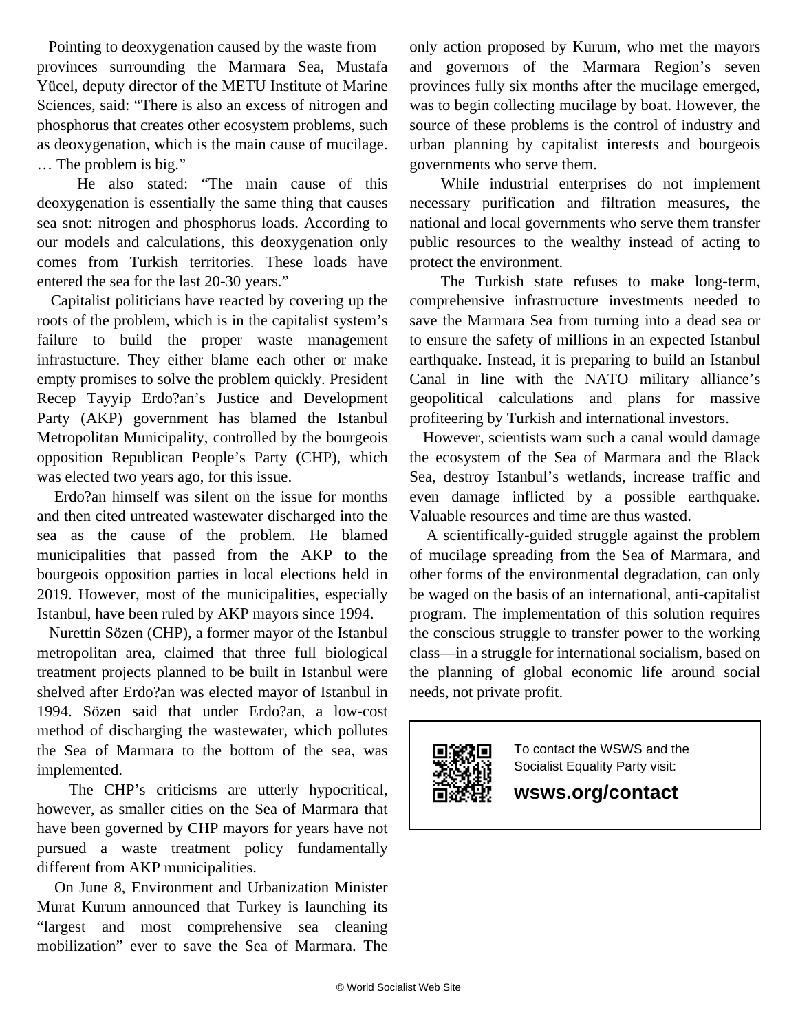Pointing to deoxygenation caused by the waste from provinces surrounding the Marmara Sea, Mustafa Yücel, deputy director of the METU Institute of Marine Sciences, said: “There is also an excess of nitrogen and phosphorus that creates other ecosystem problems, such as deoxygenation, which is the main cause of mucilage. … The problem is big.”

He also stated: “The main cause of this deoxygenation is essentially the same thing that causes sea snot: nitrogen and phosphorus loads. According to our models and calculations, this deoxygenation only comes from Turkish territories. These loads have entered the sea for the last 20-30 years.”

Capitalist politicians have reacted by covering up the roots of the problem, which is in the capitalist system’s failure to build the proper waste management infrastucture. They either blame each other or make empty promises to solve the problem quickly. President Recep Tayyip Erdo?an’s Justice and Development Party (AKP) government has blamed the Istanbul Metropolitan Municipality, controlled by the bourgeois opposition Republican People’s Party (CHP), which was elected two years ago, for this issue.

Erdo?an himself was silent on the issue for months and then cited untreated wastewater discharged into the sea as the cause of the problem. He blamed municipalities that passed from the AKP to the bourgeois opposition parties in local elections held in 2019. However, most of the municipalities, especially Istanbul, have been ruled by AKP mayors since 1994.

Nurettin Sözen (CHP), a former mayor of the Istanbul metropolitan area, claimed that three full biological treatment projects planned to be built in Istanbul were shelved after Erdo?an was elected mayor of Istanbul in 1994. Sözen said that under Erdo?an, a low-cost method of discharging the wastewater, which pollutes the Sea of Marmara to the bottom of the sea, was implemented.

The CHP’s criticisms are utterly hypocritical, however, as smaller cities on the Sea of Marmara that have been governed by CHP mayors for years have not pursued a waste treatment policy fundamentally different from AKP municipalities.

On June 8, Environment and Urbanization Minister Murat Kurum announced that Turkey is launching its “largest and most comprehensive sea cleaning mobilization” ever to save the Sea of Marmara. The only action proposed by Kurum, who met the mayors and governors of the Marmara Region’s seven provinces fully six months after the mucilage emerged, was to begin collecting mucilage by boat. However, the source of these problems is the control of industry and urban planning by capitalist interests and bourgeois governments who serve them.

While industrial enterprises do not implement necessary purification and filtration measures, the national and local governments who serve them transfer public resources to the wealthy instead of acting to protect the environment.

The Turkish state refuses to make long-term, comprehensive infrastructure investments needed to save the Marmara Sea from turning into a dead sea or to ensure the safety of millions in an expected Istanbul earthquake. Instead, it is preparing to build an Istanbul Canal in line with the NATO military alliance’s geopolitical calculations and plans for massive profiteering by Turkish and international investors.

However, scientists warn such a canal would damage the ecosystem of the Sea of Marmara and the Black Sea, destroy Istanbul’s wetlands, increase traffic and even damage inflicted by a possible earthquake. Valuable resources and time are thus wasted.

A scientifically-guided struggle against the problem of mucilage spreading from the Sea of Marmara, and other forms of the environmental degradation, can only be waged on the basis of an international, anti-capitalist program. The implementation of this solution requires the conscious struggle to transfer power to the working class—in a struggle for international socialism, based on the planning of global economic life around social needs, not private profit.

To contact the WSWS and the Socialist Equality Party visit:

**wsws.org/contact**